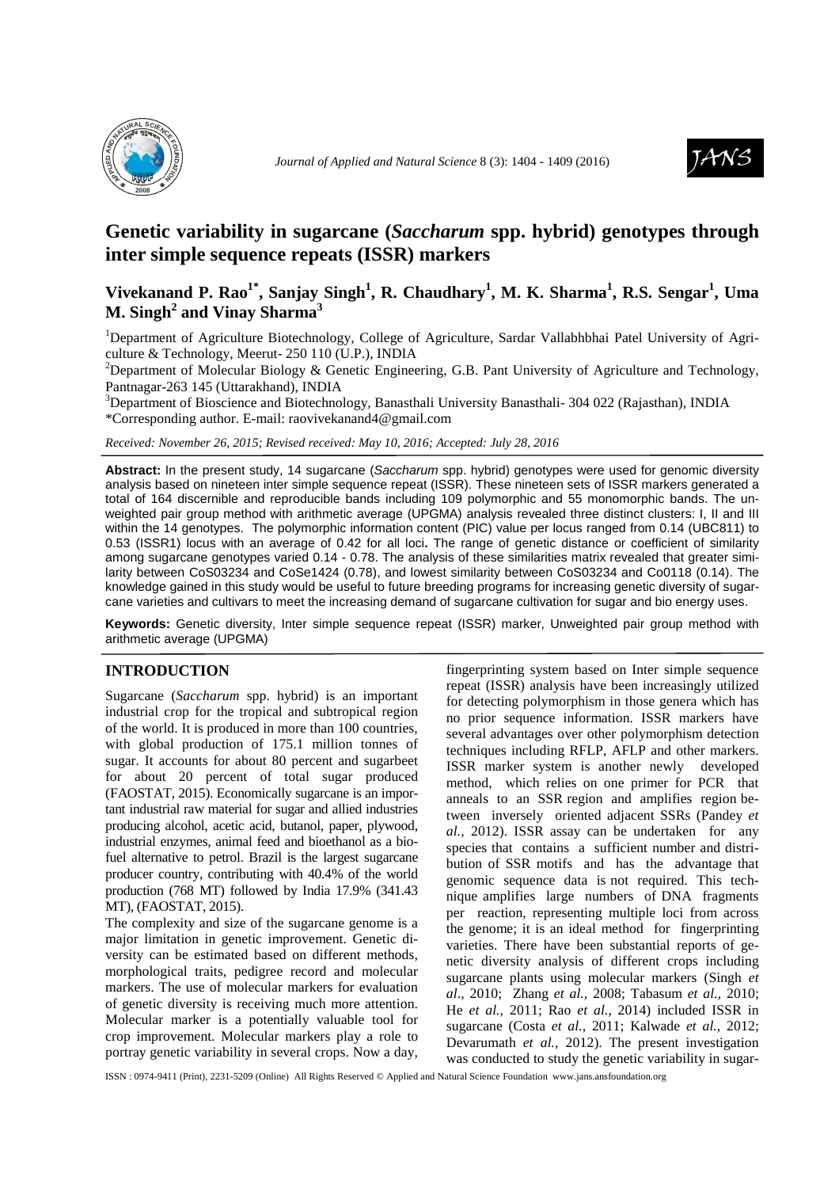# Genetic variability in sugarcane (*Saccharum* spp. hybrid) genotypes through inter simple sequence repeats (ISSR) markers

**Vivekanand P. Rao[1*], Sanjay Singh[1], R. Chaudhary[1], M. K. Sharma[1], R.S. Sengar[1], Uma M. Singh[2] and Vinay Sharma[3]**

[1]Department of Agriculture Biotechnology, College of Agriculture, Sardar Vallabhbhai Patel University of Agriculture & Technology, Meerut- 250 110 (U.P.), INDIA

[2]Department of Molecular Biology & Genetic Engineering, G.B. Pant University of Agriculture and Technology, Pantnagar-263 145 (Uttarakhand), INDIA

[3]Department of Bioscience and Biotechnology, Banasthali University Banasthali- 304 022 (Rajasthan), INDIA

*Corresponding author. E-mail: raovivekanand4@gmail.com

*Received: November 26, 2015; Revised received: May 10, 2016; Accepted: July 28, 2016*

**Abstract:** In the present study, 14 sugarcane (*Saccharum* spp. hybrid) genotypes were used for genomic diversity analysis based on nineteen inter simple sequence repeat (ISSR). These nineteen sets of ISSR markers generated a total of 164 discernible and reproducible bands including 109 polymorphic and 55 monomorphic bands. The unweighted pair group method with arithmetic average (UPGMA) analysis revealed three distinct clusters: I, II and III within the 14 genotypes. The polymorphic information content (PIC) value per locus ranged from 0.14 (UBC811) to 0.53 (ISSR1) locus with an average of 0.42 for all loci**.** The range of genetic distance or coefficient of similarity among sugarcane genotypes varied 0.14 - 0.78. The analysis of these similarities matrix revealed that greater similarity between CoS03234 and CoSe1424 (0.78), and lowest similarity between CoS03234 and Co0118 (0.14). The knowledge gained in this study would be useful to future breeding programs for increasing genetic diversity of sugarcane varieties and cultivars to meet the increasing demand of sugarcane cultivation for sugar and bio energy uses.

**Keywords:** Genetic diversity, Inter simple sequence repeat (ISSR) marker, Unweighted pair group method with arithmetic average (UPGMA)

## INTRODUCTION

Sugarcane (*Saccharum* spp. hybrid) is an important industrial crop for the tropical and subtropical region of the world. It is produced in more than 100 countries, with global production of 175.1 million tonnes of sugar. It accounts for about 80 percent and sugarbeet for about 20 percent of total sugar produced (FAOSTAT, 2015). Economically sugarcane is an important industrial raw material for sugar and allied industries producing alcohol, acetic acid, butanol, paper, plywood, industrial enzymes, animal feed and bioethanol as a biofuel alternative to petrol. Brazil is the largest sugarcane producer country, contributing with 40.4% of the world production (768 MT) followed by India 17.9% (341.43 MT), (FAOSTAT, 2015).

The complexity and size of the sugarcane genome is a major limitation in genetic improvement. Genetic diversity can be estimated based on different methods, morphological traits, pedigree record and molecular markers. The use of molecular markers for evaluation of genetic diversity is receiving much more attention. Molecular marker is a potentially valuable tool for crop improvement. Molecular markers play a role to portray genetic variability in several crops. Now a day, fingerprinting system based on Inter simple sequence repeat (ISSR) analysis have been increasingly utilized for detecting polymorphism in those genera which has no prior sequence information. ISSR markers have several advantages over other polymorphism detection techniques including RFLP, AFLP and other markers. ISSR marker system is another newly developed method, which relies on one primer for PCR that anneals to an SSR region and amplifies region between inversely oriented adjacent SSRs (Pandey *et al.,* 2012). ISSR assay can be undertaken for any species that contains a sufficient number and distribution of SSR motifs and has the advantage that genomic sequence data is not required. This technique amplifies large numbers of DNA fragments per reaction, representing multiple loci from across the genome; it is an ideal method for fingerprinting varieties. There have been substantial reports of genetic diversity analysis of different crops including sugarcane plants using molecular markers (Singh *et al*., 2010; Zhang *et al.,* 2008; Tabasum *et al.,* 2010; He *et al.,* 2011; Rao *et al.,* 2014) included ISSR in sugarcane (Costa *et al.,* 2011; Kalwade *et al.,* 2012; Devarumath *et al.,* 2012). The present investigation was conducted to study the genetic variability in sugar-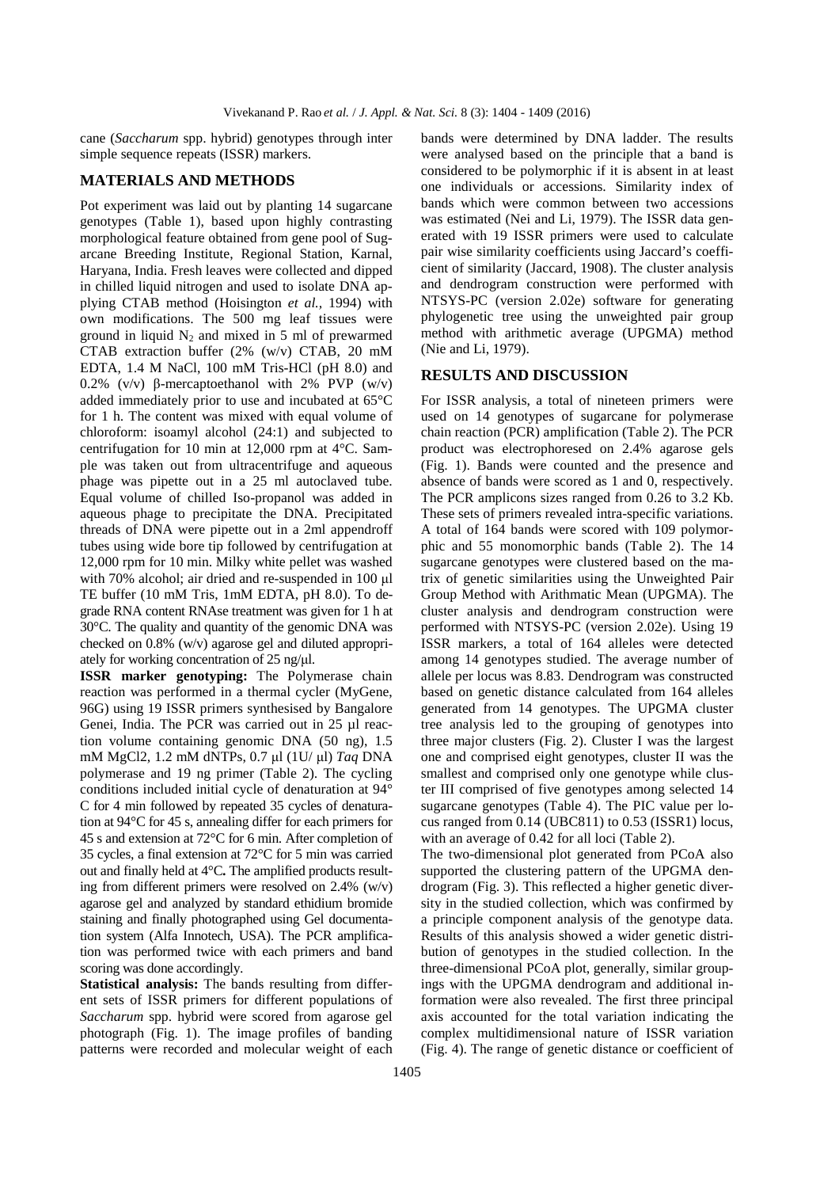cane (*Saccharum* spp. hybrid) genotypes through inter simple sequence repeats (ISSR) markers.

## MATERIALS AND METHODS

Pot experiment was laid out by planting 14 sugarcane genotypes (Table 1), based upon highly contrasting morphological feature obtained from gene pool of Sugarcane Breeding Institute, Regional Station, Karnal, Haryana, India. Fresh leaves were collected and dipped in chilled liquid nitrogen and used to isolate DNA applying CTAB method (Hoisington *et al.*, 1994) with own modifications. The 500 mg leaf tissues were ground in liquid $N_2$ and mixed in 5 ml of prewarmed CTAB extraction buffer (2% (w/v) CTAB, 20 mM EDTA, 1.4 M NaCl, 100 mM Tris-HCl (pH 8.0) and 0.2% (v/v) β-mercaptoethanol with 2% PVP (w/v) added immediately prior to use and incubated at 65°C for 1 h. The content was mixed with equal volume of chloroform: isoamyl alcohol (24:1) and subjected to centrifugation for 10 min at 12,000 rpm at 4°C. Sample was taken out from ultracentrifuge and aqueous phage was pipette out in a 25 ml autoclaved tube. Equal volume of chilled Iso-propanol was added in aqueous phage to precipitate the DNA. Precipitated threads of DNA were pipette out in a 2ml appendroff tubes using wide bore tip followed by centrifugation at 12,000 rpm for 10 min. Milky white pellet was washed with 70% alcohol; air dried and re-suspended in 100 µl TE buffer (10 mM Tris, 1mM EDTA, pH 8.0). To degrade RNA content RNAse treatment was given for 1 h at 30°C. The quality and quantity of the genomic DNA was checked on 0.8% (w/v) agarose gel and diluted appropriately for working concentration of 25 ng/µl.

**ISSR marker genotyping:** The Polymerase chain reaction was performed in a thermal cycler (MyGene, 96G) using 19 ISSR primers synthesised by Bangalore Genei, India. The PCR was carried out in 25 µl reaction volume containing genomic DNA (50 ng), 1.5 mM MgCl2, 1.2 mM dNTPs, 0.7 µl (1U/ µl) *Taq* DNA polymerase and 19 ng primer (Table 2). The cycling conditions included initial cycle of denaturation at 94° C for 4 min followed by repeated 35 cycles of denaturation at 94°C for 45 s, annealing differ for each primers for 45 s and extension at 72°C for 6 min. After completion of 35 cycles, a final extension at 72°C for 5 min was carried out and finally held at 4°C**.** The amplified products resulting from different primers were resolved on 2.4% (w/v) agarose gel and analyzed by standard ethidium bromide staining and finally photographed using Gel documentation system (Alfa Innotech, USA). The PCR amplification was performed twice with each primers and band scoring was done accordingly.

**Statistical analysis:** The bands resulting from different sets of ISSR primers for different populations of *Saccharum* spp. hybrid were scored from agarose gel photograph (Fig. 1). The image profiles of banding patterns were recorded and molecular weight of each bands were determined by DNA ladder. The results were analysed based on the principle that a band is considered to be polymorphic if it is absent in at least one individuals or accessions. Similarity index of bands which were common between two accessions was estimated (Nei and Li, 1979). The ISSR data generated with 19 ISSR primers were used to calculate pair wise similarity coefficients using Jaccard's coefficient of similarity (Jaccard, 1908). The cluster analysis and dendrogram construction were performed with NTSYS-PC (version 2.02e) software for generating phylogenetic tree using the unweighted pair group method with arithmetic average (UPGMA) method (Nie and Li, 1979).

## RESULTS AND DISCUSSION

For ISSR analysis, a total of nineteen primers were used on 14 genotypes of sugarcane for polymerase chain reaction (PCR) amplification (Table 2). The PCR product was electrophoresed on 2.4% agarose gels (Fig. 1). Bands were counted and the presence and absence of bands were scored as 1 and 0, respectively. The PCR amplicons sizes ranged from 0.26 to 3.2 Kb. These sets of primers revealed intra-specific variations. A total of 164 bands were scored with 109 polymorphic and 55 monomorphic bands (Table 2). The 14 sugarcane genotypes were clustered based on the matrix of genetic similarities using the Unweighted Pair Group Method with Arithmatic Mean (UPGMA). The cluster analysis and dendrogram construction were performed with NTSYS-PC (version 2.02e). Using 19 ISSR markers, a total of 164 alleles were detected among 14 genotypes studied. The average number of allele per locus was 8.83. Dendrogram was constructed based on genetic distance calculated from 164 alleles generated from 14 genotypes. The UPGMA cluster tree analysis led to the grouping of genotypes into three major clusters (Fig. 2). Cluster I was the largest one and comprised eight genotypes, cluster II was the smallest and comprised only one genotype while cluster III comprised of five genotypes among selected 14 sugarcane genotypes (Table 4). The PIC value per locus ranged from 0.14 (UBC811) to 0.53 (ISSR1) locus, with an average of 0.42 for all loci (Table 2).

The two-dimensional plot generated from PCoA also supported the clustering pattern of the UPGMA dendrogram (Fig. 3). This reflected a higher genetic diversity in the studied collection, which was confirmed by a principle component analysis of the genotype data. Results of this analysis showed a wider genetic distribution of genotypes in the studied collection. In the three-dimensional PCoA plot, generally, similar groupings with the UPGMA dendrogram and additional information were also revealed. The first three principal axis accounted for the total variation indicating the complex multidimensional nature of ISSR variation (Fig. 4). The range of genetic distance or coefficient of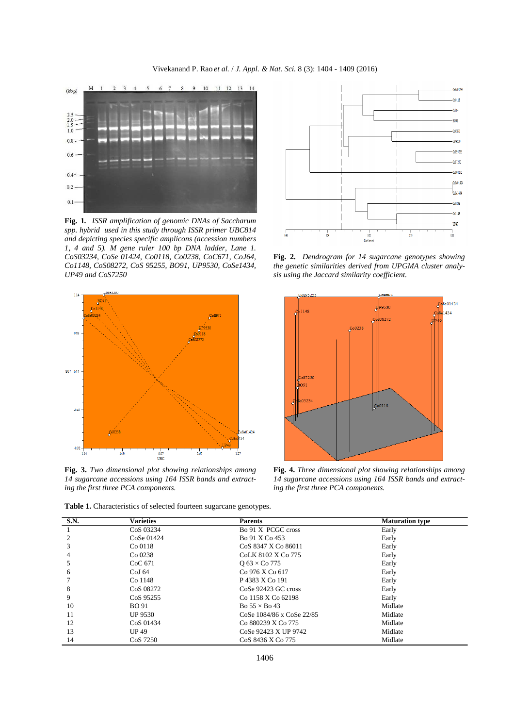**Fig. 1.** *ISSR amplification of genomic DNAs of Saccharum spp. hybrid used in this study through ISSR primer UBC814 and depicting species specific amplicons (accession numbers 1, 4 and 5). M gene ruler 100 bp DNA ladder, Lane 1. CoS03234, CoSe 01424, Co0118, Co0238, CoC671, CoJ64, Co1148, CoS08272, CoS 95255, BO91, UP9530, CoSe1434, UP49 and CoS7250*

**Fig. 2.** *Dendrogram for 14 sugarcane genotypes showing the genetic similarities derived from UPGMA cluster analysis using the Jaccard similarity coefficient.*

**Fig. 3.** *Two dimensional plot showing relationships among 14 sugarcane accessions using 164 ISSR bands and extracting the first three PCA components.*

**Fig. 4.** *Three dimensional plot showing relationships among 14 sugarcane accessions using 164 ISSR bands and extracting the first three PCA components.*

**Table 1.** Characteristics of selected fourteen sugarcane genotypes.

| S.N. | Varieties | Parents | Maturation type |
|---|---|---|---|
| 1 | CoS 03234 | Bo 91 X PCGC cross | Early |
| 2 | CoSe 01424 | Bo 91 X Co 453 | Early |
| 3 | Co 0118 | CoS 8347 X Co 86011 | Early |
| 4 | Co 0238 | CoLK 8102 X Co 775 | Early |
| 5 | CoC 671 | Q 63 × Co 775 | Early |
| 6 | CoJ 64 | Co 976 X Co 617 | Early |
| 7 | Co 1148 | P 4383 X Co 191 | Early |
| 8 | CoS 08272 | CoSe 92423 GC cross | Early |
| 9 | CoS 95255 | Co 1158 X Co 62198 | Early |
| 10 | BO 91 | Bo 55 × Bo 43 | Midlate |
| 11 | UP 9530 | CoSe 1084/86 x CoSe 22/85 | Midlate |
| 12 | CoS 01434 | Co 880239 X Co 775 | Midlate |
| 13 | UP 49 | CoSe 92423 X UP 9742 | Midlate |
| 14 | CoS 7250 | CoS 8436 X Co 775 | Midlate |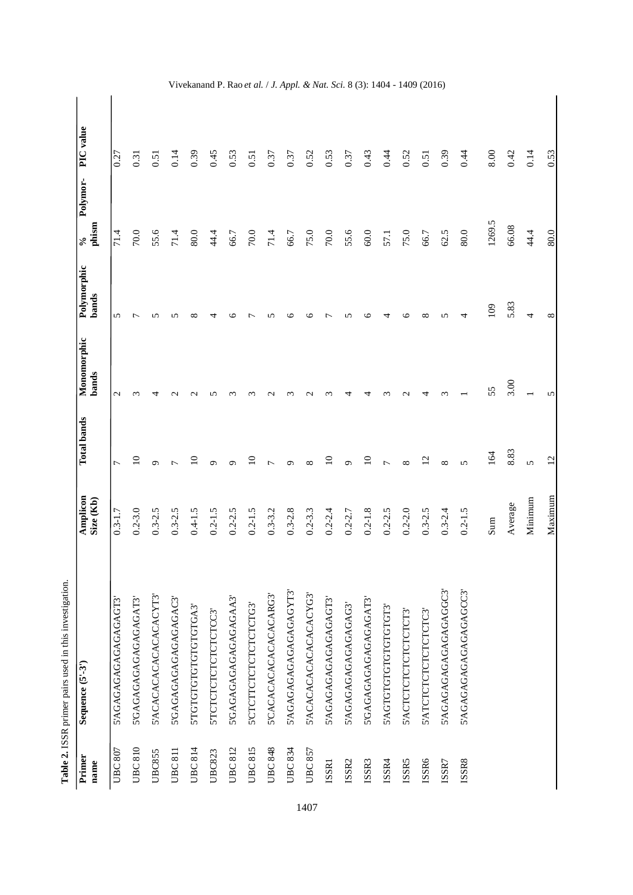**Table 2.** ISSR primer pairs used in this investigation.

| Primer name | Sequence (5'-3') | Amplicon Size (Kb) | Total bands | Monomorphic bands | Polymorphic bands | % Polymor-phism | PIC value |
|---|---|---|---|---|---|---|---|
| UBC 807 | 5'AGAGAGAGAGAGAGAGT3' | 0.3-1.7 | 7 | 2 | 5 | 71.4 | 0.27 |
| UBC 810 | 5'GAGAGAGAGAGAGAGAT3' | 0.2-3.0 | 10 | 3 | 7 | 70.0 | 0.31 |
| UBC855 | 5'ACACACACACACACACYT3' | 0.3-2.5 | 9 | 4 | 5 | 55.6 | 0.51 |
| UBC 811 | 5'GAGAGAGAGAGAGAGAC3' | 0.3-2.5 | 7 | 2 | 5 | 71.4 | 0.14 |
| UBC 814 | 5'TGTGTGTGTGTGTGA3' | 0.4-1.5 | 10 | 2 | 8 | 80.0 | 0.39 |
| UBC823 | 5'TCTCTCTCTCTCTCC3' | 0.2-1.5 | 9 | 5 | 4 | 44.4 | 0.45 |
| UBC 812 | 5'GAGAGAGAGAGAGAGAA3' | 0.2-2.5 | 9 | 3 | 6 | 66.7 | 0.53 |
| UBC 815 | 5'CTCTTCTCTCTCTCTCTG3' | 0.2-1.5 | 10 | 3 | 7 | 70.0 | 0.51 |
| UBC 848 | 5'CACACACACACACACARG3' | 0.3-3.2 | 7 | 2 | 5 | 71.4 | 0.37 |
| UBC 834 | 5'AGAGAGAGAGAGAGAGYT3' | 0.3-2.8 | 9 | 3 | 6 | 66.7 | 0.37 |
| UBC 857 | 5'ACACACACACACACACYG3' | 0.2-3.3 | 8 | 2 | 6 | 75.0 | 0.52 |
| ISSR1 | 5'AGAGAGAGAGAGAGAGT3' | 0.2-2.4 | 10 | 3 | 7 | 70.0 | 0.53 |
| ISSR2 | 5'AGAGAGAGAGAGAGAG3' | 0.2-2.7 | 9 | 4 | 5 | 55.6 | 0.37 |
| ISSR3 | 5'GAGAGAGAGAGAGAGAT3' | 0.2-1.8 | 10 | 4 | 6 | 60.0 | 0.43 |
| ISSR4 | 5'AGTGTGTGTGTGTGT3' | 0.2-2.5 | 7 | 3 | 4 | 57.1 | 0.44 |
| ISSR5 | 5'ACTCTCTCTCTCTCT3' | 0.2-2.0 | 8 | 2 | 6 | 75.0 | 0.52 |
| ISSR6 | 5'ATCTCTCTCTCTCTC3' | 0.3-2.5 | 12 | 4 | 8 | 66.7 | 0.51 |
| ISSR7 | 5'AGAGAGAGAGAGAGGC3' | 0.3-2.4 | 8 | 3 | 5 | 62.5 | 0.39 |
| ISSR8 | 5'AGAGAGAGAGAGAGCC3' | 0.2-1.5 | 5 | 1 | 4 | 80.0 | 0.44 |
| | | Sum | 164 | 55 | 109 | 1269.5 | 8.00 |
| | | Average | 8.83 | 3.00 | 5.83 | 66.08 | 0.42 |
| | | Minimum | 5 | 1 | 4 | 44.4 | 0.14 |
| | | Maximum | 12 | 5 | 8 | 80.0 | 0.53 |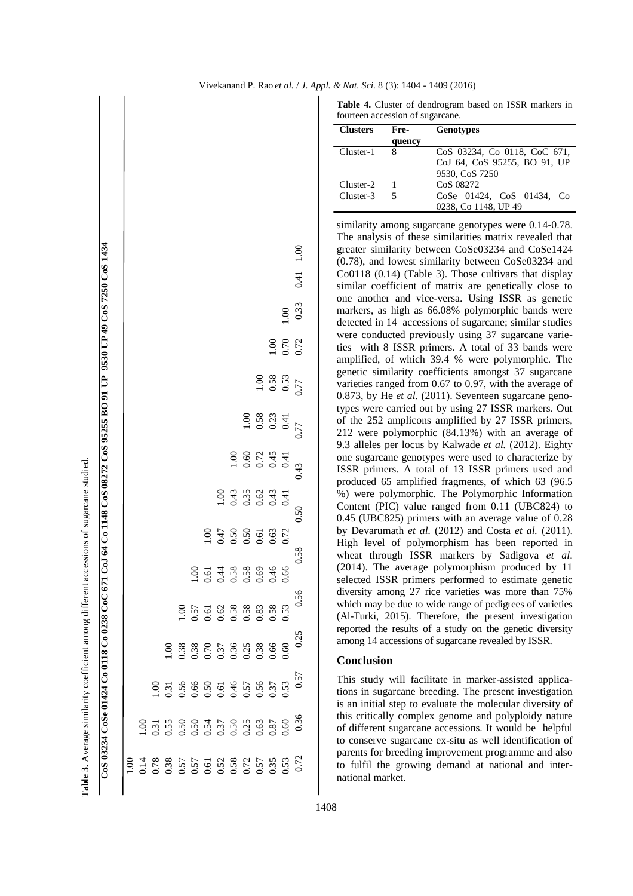**Table 3.** Average similarity coefficient among different accessions of sugarcane studied.

| CoS 03234 | CoSe 01424 | Co 0118 | Co 0238 | CoC 671 | CoJ 64 | Co 1148 | CoS 08272 | CoS 95255 | BO 91 | UP 9530 | UP 49 | CoS 7250 | CoS 1434 |
|---|---|---|---|---|---|---|---|---|---|---|---|---|---|
| 1.00 | | | | | | | | | | | | | |
| 0.14 | 1.00 | | | | | | | | | | | | |
| 0.78 | 0.31 | 1.00 | | | | | | | | | | | |
| 0.38 | 0.55 | 0.31 | 1.00 | | | | | | | | | | |
| 0.57 | 0.50 | 0.56 | 0.38 | 1.00 | | | | | | | | | |
| 0.57 | 0.50 | 0.66 | 0.38 | 0.57 | 1.00 | | | | | | | | |
| 0.61 | 0.54 | 0.50 | 0.70 | 0.61 | 0.61 | 1.00 | | | | | | | |
| 0.52 | 0.37 | 0.61 | 0.37 | 0.62 | 0.44 | 0.47 | 1.00 | | | | | | |
| 0.58 | 0.50 | 0.46 | 0.36 | 0.58 | 0.58 | 0.50 | 0.43 | 1.00 | | | | | |
| 0.72 | 0.25 | 0.57 | 0.25 | 0.58 | 0.58 | 0.50 | 0.35 | 0.60 | 1.00 | | | | |
| 0.57 | 0.63 | 0.56 | 0.38 | 0.83 | 0.69 | 0.61 | 0.62 | 0.72 | 0.58 | 1.00 | | | |
| 0.35 | 0.87 | 0.37 | 0.66 | 0.58 | 0.46 | 0.63 | 0.43 | 0.45 | 0.23 | 0.58 | 1.00 | | |
| 0.53 | 0.60 | 0.53 | 0.60 | 0.53 | 0.66 | 0.72 | 0.41 | 0.41 | 0.41 | 0.53 | 0.70 | 1.00 | |
| 0.72 | 0.36 | 0.57 | 0.25 | 0.56 | 0.58 | 0.50 | 0.43 | 0.77 | 0.77 | 0.72 | 0.33 | 0.41 | 1.00 |

**Table 4.** Cluster of dendrogram based on ISSR markers in fourteen accession of sugarcane.

| Clusters | Frequency | Genotypes |
|---|---|---|
| Cluster-1 | 8 | CoS 03234, Co 0118, CoC 671, CoJ 64, CoS 95255, BO 91, UP 9530, CoS 7250 |
| Cluster-2 | 1 | CoS 08272 |
| Cluster-3 | 5 | CoSe 01424, CoS 01434, Co 0238, Co 1148, UP 49 |

similarity among sugarcane genotypes were 0.14-0.78. The analysis of these similarities matrix revealed that greater similarity between CoSe03234 and CoSe1424 (0.78), and lowest similarity between CoSe03234 and Co0118 (0.14) (Table 3). Those cultivars that display similar coefficient of matrix are genetically close to one another and vice-versa. Using ISSR as genetic markers, as high as 66.08% polymorphic bands were detected in 14 accessions of sugarcane; similar studies were conducted previously using 37 sugarcane varieties with 8 ISSR primers. A total of 33 bands were amplified, of which 39.4 % were polymorphic. The genetic similarity coefficients amongst 37 sugarcane varieties ranged from 0.67 to 0.97, with the average of 0.873, by He *et al.* (2011). Seventeen sugarcane genotypes were carried out by using 27 ISSR markers. Out of the 252 amplicons amplified by 27 ISSR primers, 212 were polymorphic (84.13%) with an average of 9.3 alleles per locus by Kalwade *et al.* (2012). Eighty one sugarcane genotypes were used to characterize by ISSR primers. A total of 13 ISSR primers used and produced 65 amplified fragments, of which 63 (96.5 %) were polymorphic. The Polymorphic Information Content (PIC) value ranged from 0.11 (UBC824) to 0.45 (UBC825) primers with an average value of 0.28 by Devarumath *et al.* (2012) and Costa *et al.* (2011). High level of polymorphism has been reported in wheat through ISSR markers by Sadigova *et al*. (2014). The average polymorphism produced by 11 selected ISSR primers performed to estimate genetic diversity among 27 rice varieties was more than 75% which may be due to wide range of pedigrees of varieties (Al-Turki, 2015). Therefore, the present investigation reported the results of a study on the genetic diversity among 14 accessions of sugarcane revealed by ISSR.

## Conclusion

This study will facilitate in marker-assisted applications in sugarcane breeding. The present investigation is an initial step to evaluate the molecular diversity of this critically complex genome and polyploidy nature of different sugarcane accessions. It would be helpful to conserve sugarcane ex-situ as well identification of parents for breeding improvement programme and also to fulfil the growing demand at national and international market.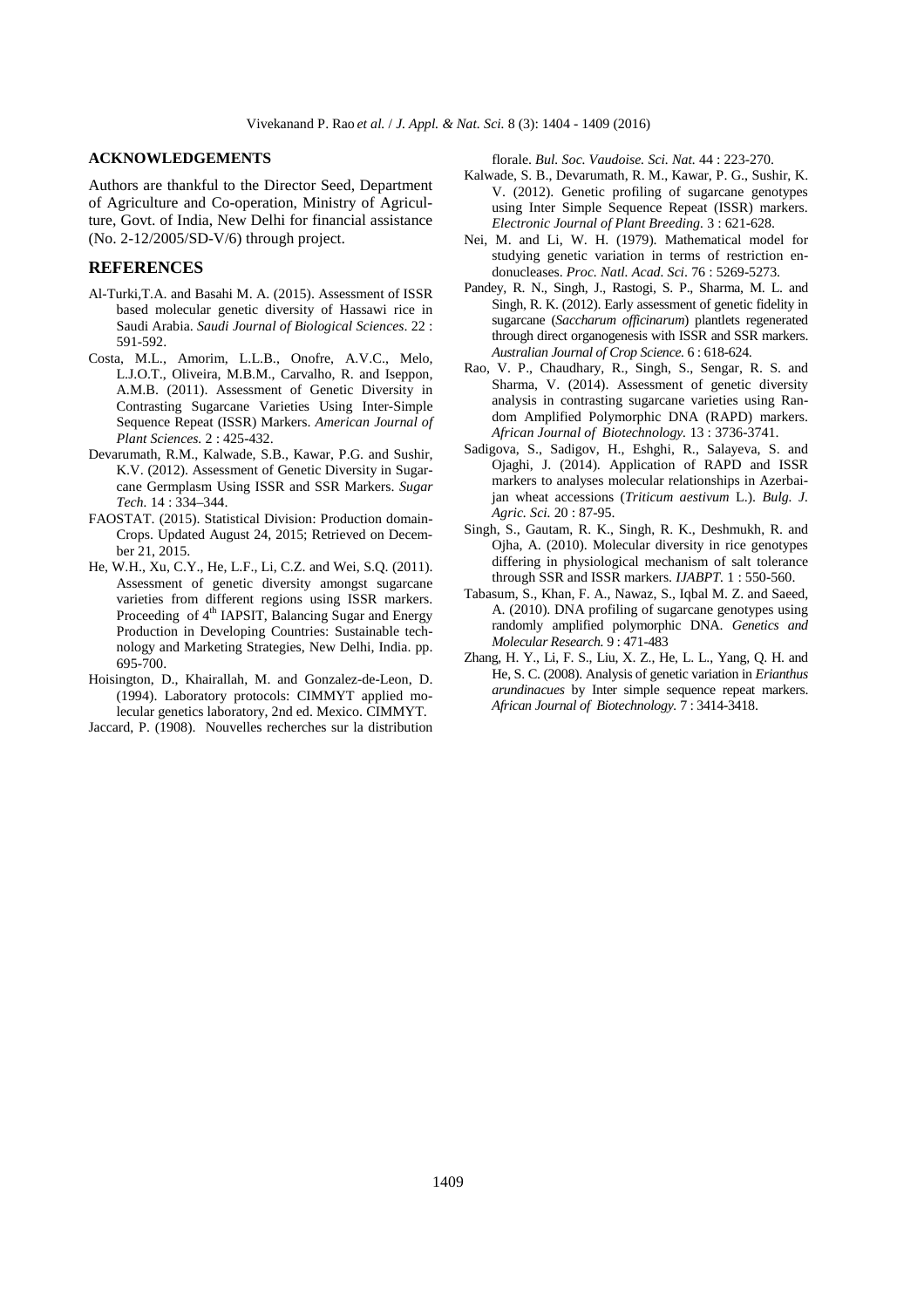## ACKNOWLEDGEMENTS

Authors are thankful to the Director Seed, Department of Agriculture and Co-operation, Ministry of Agriculture, Govt. of India, New Delhi for financial assistance (No. 2-12/2005/SD-V/6) through project.

## REFERENCES

Al-Turki,T.A. and Basahi M. A. (2015). Assessment of ISSR based molecular genetic diversity of Hassawi rice in Saudi Arabia. *Saudi Journal of Biological Sciences*. 22 : 591-592.

Costa, M.L., Amorim, L.L.B., Onofre, A.V.C., Melo, L.J.O.T., Oliveira, M.B.M., Carvalho, R. and Iseppon, A.M.B. (2011). Assessment of Genetic Diversity in Contrasting Sugarcane Varieties Using Inter-Simple Sequence Repeat (ISSR) Markers. *American Journal of Plant Sciences.* 2 : 425-432.

Devarumath, R.M., Kalwade, S.B., Kawar, P.G. and Sushir, K.V. (2012). Assessment of Genetic Diversity in Sugarcane Germplasm Using ISSR and SSR Markers. *Sugar Tech.* 14 : 334–344.

FAOSTAT. (2015). Statistical Division: Production domain-Crops. Updated August 24, 2015; Retrieved on December 21, 2015.

He, W.H., Xu, C.Y., He, L.F., Li, C.Z. and Wei, S.Q. (2011). Assessment of genetic diversity amongst sugarcane varieties from different regions using ISSR markers. Proceeding of 4th IAPSIT, Balancing Sugar and Energy Production in Developing Countries: Sustainable technology and Marketing Strategies, New Delhi, India. pp. 695-700.

Hoisington, D., Khairallah, M. and Gonzalez-de-Leon, D. (1994). Laboratory protocols: CIMMYT applied molecular genetics laboratory, 2nd ed. Mexico. CIMMYT.

Jaccard, P. (1908). Nouvelles recherches sur la distribution florale. *Bul. Soc. Vaudoise. Sci. Nat.* 44 : 223-270.

Kalwade, S. B., Devarumath, R. M., Kawar, P. G., Sushir, K. V. (2012). Genetic profiling of sugarcane genotypes using Inter Simple Sequence Repeat (ISSR) markers. *Electronic Journal of Plant Breeding.* 3 : 621-628.

Nei, M. and Li, W. H. (1979). Mathematical model for studying genetic variation in terms of restriction endonucleases. *Proc. Natl. Acad. Sci.* 76 : 5269-5273.

Pandey, R. N., Singh, J., Rastogi, S. P., Sharma, M. L. and Singh, R. K. (2012). Early assessment of genetic fidelity in sugarcane (*Saccharum officinarum*) plantlets regenerated through direct organogenesis with ISSR and SSR markers. *Australian Journal of Crop Science.* 6 : 618-624.

Rao, V. P., Chaudhary, R., Singh, S., Sengar, R. S. and Sharma, V. (2014). Assessment of genetic diversity analysis in contrasting sugarcane varieties using Random Amplified Polymorphic DNA (RAPD) markers. *African Journal of Biotechnology.* 13 : 3736-3741.

Sadigova, S., Sadigov, H., Eshghi, R., Salayeva, S. and Ojaghi, J. (2014). Application of RAPD and ISSR markers to analyses molecular relationships in Azerbaijan wheat accessions (*Triticum aestivum* L.). *Bulg. J. Agric. Sci.* 20 : 87-95.

Singh, S., Gautam, R. K., Singh, R. K., Deshmukh, R. and Ojha, A. (2010). Molecular diversity in rice genotypes differing in physiological mechanism of salt tolerance through SSR and ISSR markers. *IJABPT.* 1 : 550-560.

Tabasum, S., Khan, F. A., Nawaz, S., Iqbal M. Z. and Saeed, A. (2010). DNA profiling of sugarcane genotypes using randomly amplified polymorphic DNA. *Genetics and Molecular Research.* 9 : 471-483

Zhang, H. Y., Li, F. S., Liu, X. Z., He, L. L., Yang, Q. H. and He, S. C. (2008). Analysis of genetic variation in *Erianthus arundinacues* by Inter simple sequence repeat markers. *African Journal of Biotechnology.* 7 : 3414-3418.